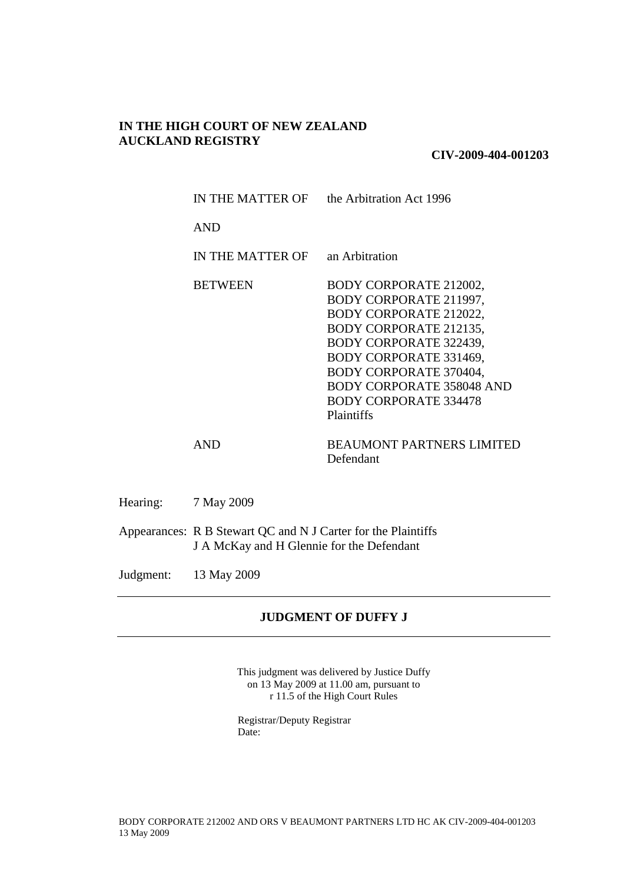**IN THE HIGH COURT OF NEW ZEALAND**
**AUCKLAND REGISTRY**

**CIV-2009-404-001203**

IN THE MATTER OF the Arbitration Act 1996

AND

IN THE MATTER OF an Arbitration

BETWEEN BODY CORPORATE 212002, BODY CORPORATE 211997, BODY CORPORATE 212022, BODY CORPORATE 212135, BODY CORPORATE 322439, BODY CORPORATE 331469, BODY CORPORATE 370404, BODY CORPORATE 358048 AND BODY CORPORATE 334478
Plaintiffs

AND BEAUMONT PARTNERS LIMITED
Defendant

Hearing: 7 May 2009

Appearances: R B Stewart QC and N J Carter for the Plaintiffs
J A McKay and H Glennie for the Defendant

Judgment: 13 May 2009

---

**JUDGMENT OF DUFFY J**

---

This judgment was delivered by Justice Duffy on 13 May 2009 at 11.00 am, pursuant to r 11.5 of the High Court Rules

Registrar/Deputy Registrar
Date:

BODY CORPORATE 212002 AND ORS V BEAUMONT PARTNERS LTD HC AK CIV-2009-404-001203
13 May 2009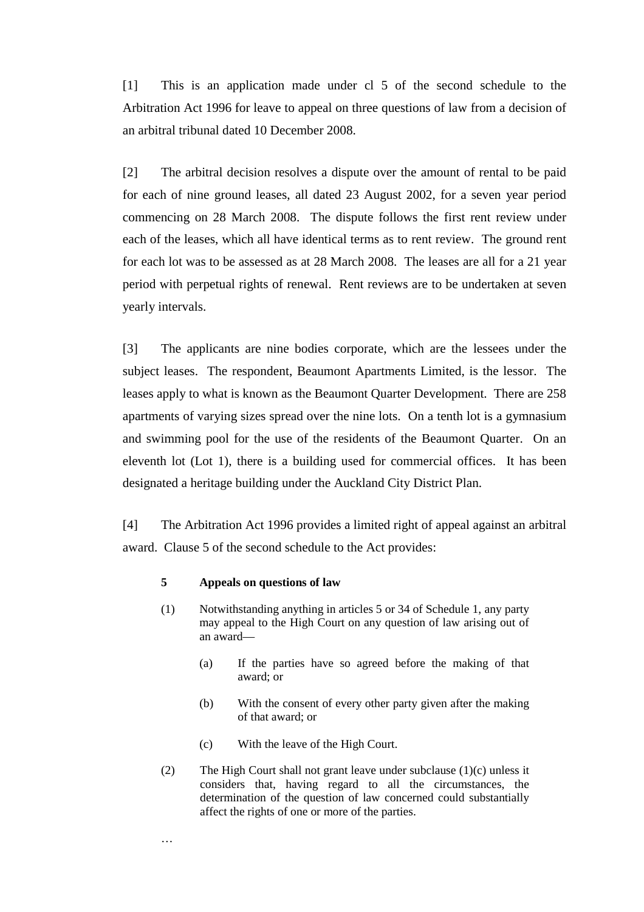[1] This is an application made under cl 5 of the second schedule to the Arbitration Act 1996 for leave to appeal on three questions of law from a decision of an arbitral tribunal dated 10 December 2008.

[2] The arbitral decision resolves a dispute over the amount of rental to be paid for each of nine ground leases, all dated 23 August 2002, for a seven year period commencing on 28 March 2008. The dispute follows the first rent review under each of the leases, which all have identical terms as to rent review. The ground rent for each lot was to be assessed as at 28 March 2008. The leases are all for a 21 year period with perpetual rights of renewal. Rent reviews are to be undertaken at seven yearly intervals.

[3] The applicants are nine bodies corporate, which are the lessees under the subject leases. The respondent, Beaumont Apartments Limited, is the lessor. The leases apply to what is known as the Beaumont Quarter Development. There are 258 apartments of varying sizes spread over the nine lots. On a tenth lot is a gymnasium and swimming pool for the use of the residents of the Beaumont Quarter. On an eleventh lot (Lot 1), there is a building used for commercial offices. It has been designated a heritage building under the Auckland City District Plan.

[4] The Arbitration Act 1996 provides a limited right of appeal against an arbitral award. Clause 5 of the second schedule to the Act provides:

> **5 Appeals on questions of law**
>
> (1) Notwithstanding anything in articles 5 or 34 of Schedule 1, any party may appeal to the High Court on any question of law arising out of an award—
>
> (a) If the parties have so agreed before the making of that award; or
>
> (b) With the consent of every other party given after the making of that award; or
>
> (c) With the leave of the High Court.
>
> (2) The High Court shall not grant leave under subclause (1)(c) unless it considers that, having regard to all the circumstances, the determination of the question of law concerned could substantially affect the rights of one or more of the parties.
>
> …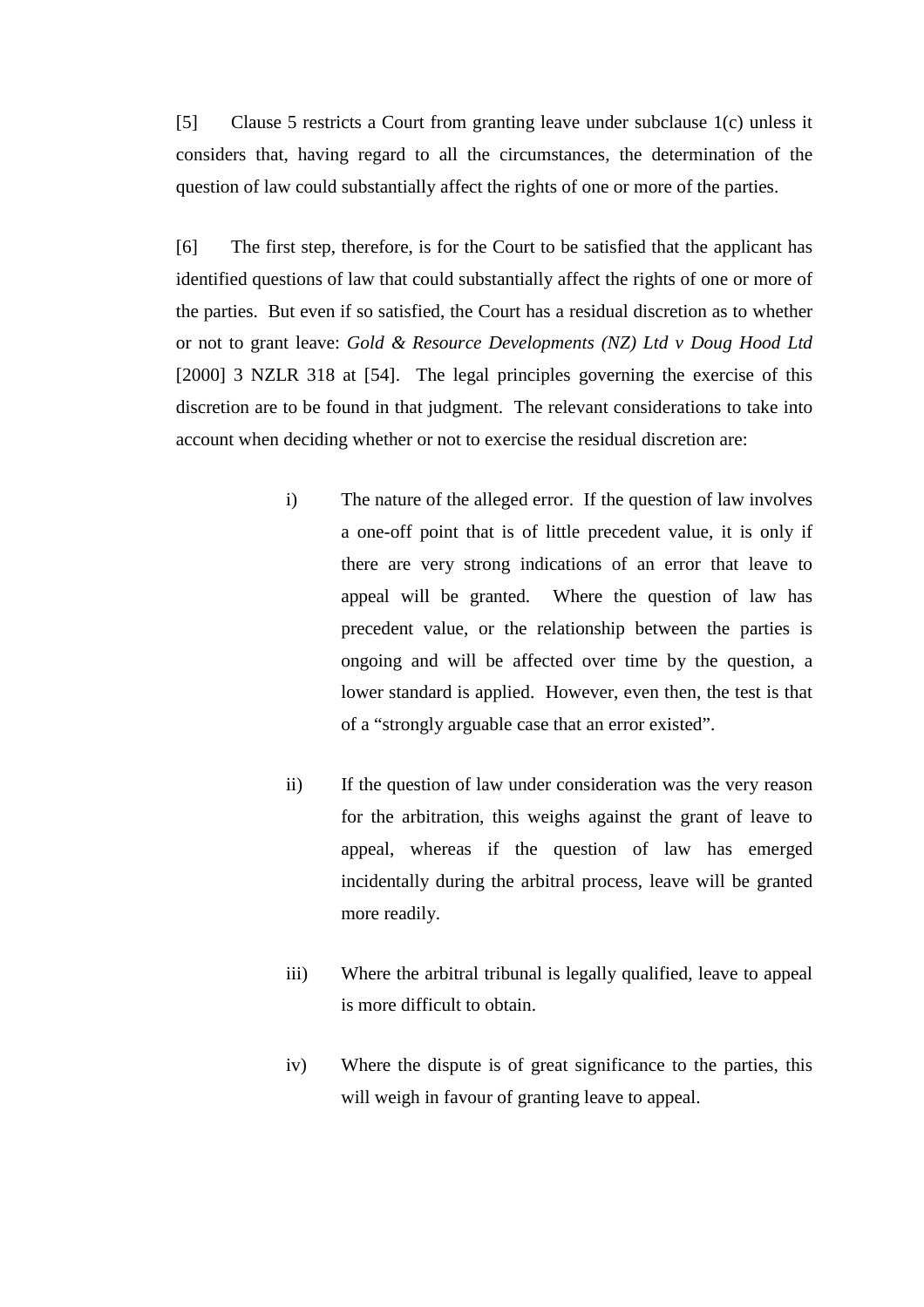[5] Clause 5 restricts a Court from granting leave under subclause 1(c) unless it considers that, having regard to all the circumstances, the determination of the question of law could substantially affect the rights of one or more of the parties.

[6] The first step, therefore, is for the Court to be satisfied that the applicant has identified questions of law that could substantially affect the rights of one or more of the parties. But even if so satisfied, the Court has a residual discretion as to whether or not to grant leave: *Gold & Resource Developments (NZ) Ltd v Doug Hood Ltd* [2000] 3 NZLR 318 at [54]. The legal principles governing the exercise of this discretion are to be found in that judgment. The relevant considerations to take into account when deciding whether or not to exercise the residual discretion are:

i) The nature of the alleged error. If the question of law involves a one-off point that is of little precedent value, it is only if there are very strong indications of an error that leave to appeal will be granted. Where the question of law has precedent value, or the relationship between the parties is ongoing and will be affected over time by the question, a lower standard is applied. However, even then, the test is that of a "strongly arguable case that an error existed".

ii) If the question of law under consideration was the very reason for the arbitration, this weighs against the grant of leave to appeal, whereas if the question of law has emerged incidentally during the arbitral process, leave will be granted more readily.

iii) Where the arbitral tribunal is legally qualified, leave to appeal is more difficult to obtain.

iv) Where the dispute is of great significance to the parties, this will weigh in favour of granting leave to appeal.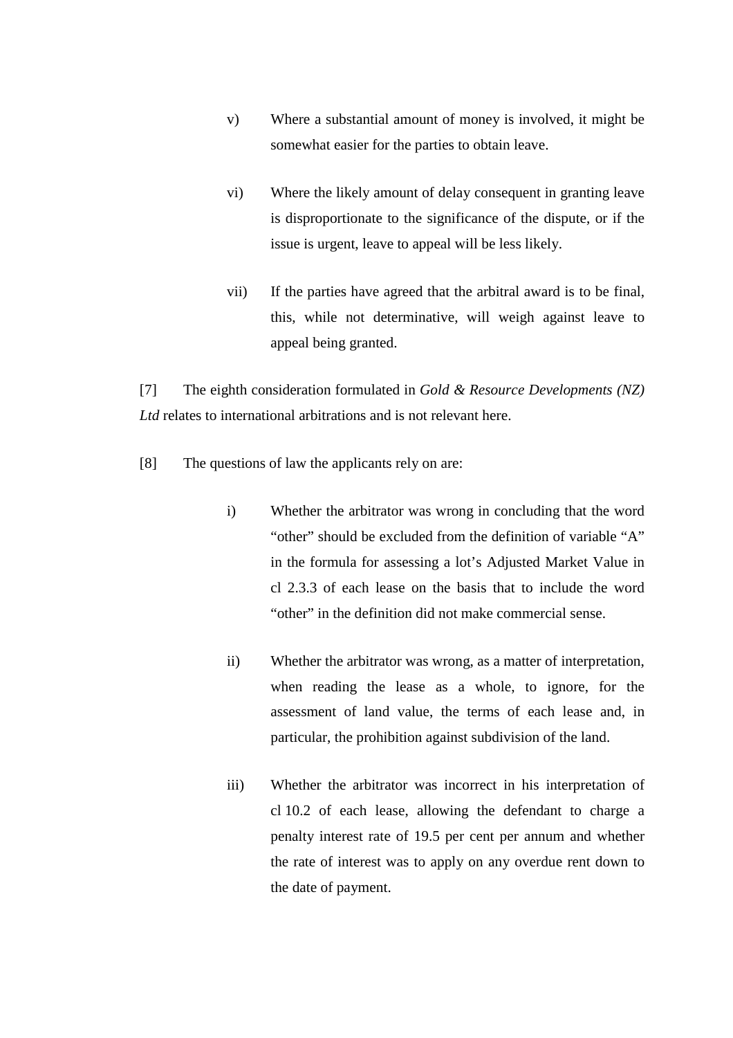v) Where a substantial amount of money is involved, it might be somewhat easier for the parties to obtain leave.

vi) Where the likely amount of delay consequent in granting leave is disproportionate to the significance of the dispute, or if the issue is urgent, leave to appeal will be less likely.

vii) If the parties have agreed that the arbitral award is to be final, this, while not determinative, will weigh against leave to appeal being granted.

[7] The eighth consideration formulated in *Gold & Resource Developments (NZ) Ltd* relates to international arbitrations and is not relevant here.

[8] The questions of law the applicants rely on are:

i) Whether the arbitrator was wrong in concluding that the word "other" should be excluded from the definition of variable "A" in the formula for assessing a lot's Adjusted Market Value in cl 2.3.3 of each lease on the basis that to include the word "other" in the definition did not make commercial sense.

ii) Whether the arbitrator was wrong, as a matter of interpretation, when reading the lease as a whole, to ignore, for the assessment of land value, the terms of each lease and, in particular, the prohibition against subdivision of the land.

iii) Whether the arbitrator was incorrect in his interpretation of cl 10.2 of each lease, allowing the defendant to charge a penalty interest rate of 19.5 per cent per annum and whether the rate of interest was to apply on any overdue rent down to the date of payment.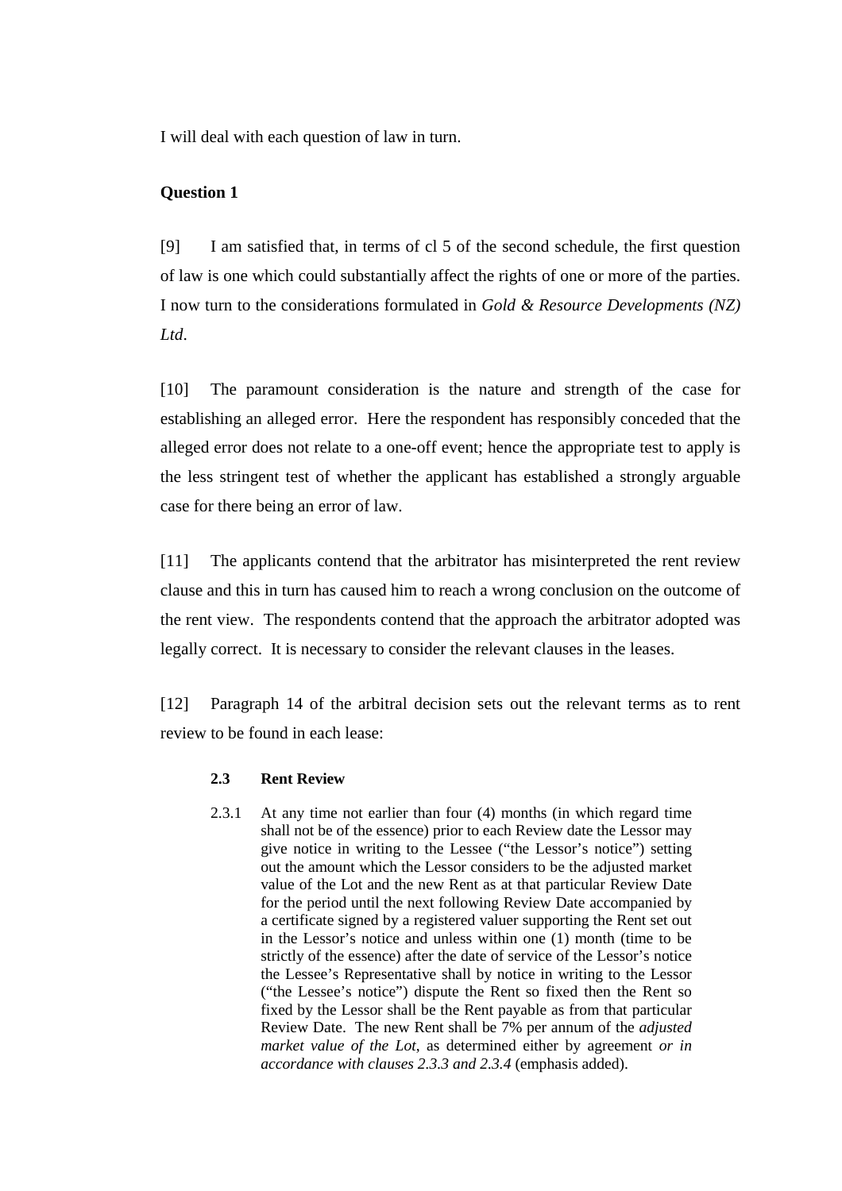I will deal with each question of law in turn.

**Question 1**

[9] I am satisfied that, in terms of cl 5 of the second schedule, the first question of law is one which could substantially affect the rights of one or more of the parties. I now turn to the considerations formulated in *Gold & Resource Developments (NZ) Ltd*.

[10] The paramount consideration is the nature and strength of the case for establishing an alleged error. Here the respondent has responsibly conceded that the alleged error does not relate to a one-off event; hence the appropriate test to apply is the less stringent test of whether the applicant has established a strongly arguable case for there being an error of law.

[11] The applicants contend that the arbitrator has misinterpreted the rent review clause and this in turn has caused him to reach a wrong conclusion on the outcome of the rent view. The respondents contend that the approach the arbitrator adopted was legally correct. It is necessary to consider the relevant clauses in the leases.

[12] Paragraph 14 of the arbitral decision sets out the relevant terms as to rent review to be found in each lease:

> **2.3 Rent Review**
>
> 2.3.1 At any time not earlier than four (4) months (in which regard time shall not be of the essence) prior to each Review date the Lessor may give notice in writing to the Lessee ("the Lessor's notice") setting out the amount which the Lessor considers to be the adjusted market value of the Lot and the new Rent as at that particular Review Date for the period until the next following Review Date accompanied by a certificate signed by a registered valuer supporting the Rent set out in the Lessor's notice and unless within one (1) month (time to be strictly of the essence) after the date of service of the Lessor's notice the Lessee's Representative shall by notice in writing to the Lessor ("the Lessee's notice") dispute the Rent so fixed then the Rent so fixed by the Lessor shall be the Rent payable as from that particular Review Date. The new Rent shall be 7% per annum of the *adjusted market value of the Lot*, as determined either by agreement *or in accordance with clauses 2.3.3 and 2.3.4* (emphasis added).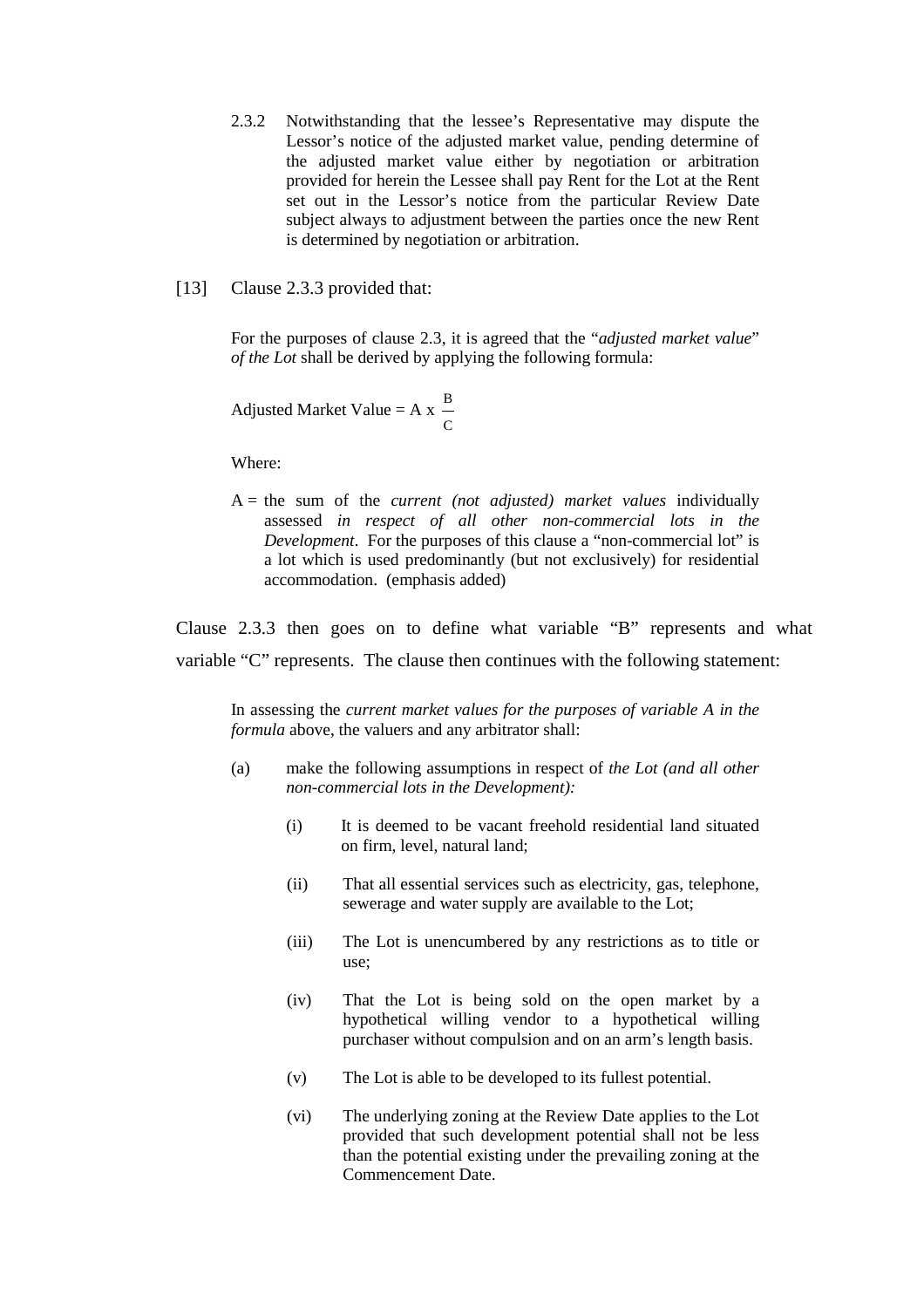2.3.2 Notwithstanding that the lessee's Representative may dispute the Lessor's notice of the adjusted market value, pending determine of the adjusted market value either by negotiation or arbitration provided for herein the Lessee shall pay Rent for the Lot at the Rent set out in the Lessor's notice from the particular Review Date subject always to adjustment between the parties once the new Rent is determined by negotiation or arbitration.

[13] Clause 2.3.3 provided that:

> For the purposes of clause 2.3, it is agreed that the "*adjusted market value*" *of the Lot* shall be derived by applying the following formula:
>
> $$\text{Adjusted Market Value} = A \times \frac{B}{C}$$
>
> Where:
>
> A = the sum of the *current (not adjusted) market values* individually assessed *in respect of all other non-commercial lots in the Development*. For the purposes of this clause a "non-commercial lot" is a lot which is used predominantly (but not exclusively) for residential accommodation. (emphasis added)

Clause 2.3.3 then goes on to define what variable "B" represents and what variable "C" represents. The clause then continues with the following statement:

> In assessing the *current market values for the purposes of variable A in the formula* above, the valuers and any arbitrator shall:
>
> (a) make the following assumptions in respect of *the Lot (and all other non-commercial lots in the Development):*
>
> (i) It is deemed to be vacant freehold residential land situated on firm, level, natural land;
>
> (ii) That all essential services such as electricity, gas, telephone, sewerage and water supply are available to the Lot;
>
> (iii) The Lot is unencumbered by any restrictions as to title or use;
>
> (iv) That the Lot is being sold on the open market by a hypothetical willing vendor to a hypothetical willing purchaser without compulsion and on an arm's length basis.
>
> (v) The Lot is able to be developed to its fullest potential.
>
> (vi) The underlying zoning at the Review Date applies to the Lot provided that such development potential shall not be less than the potential existing under the prevailing zoning at the Commencement Date.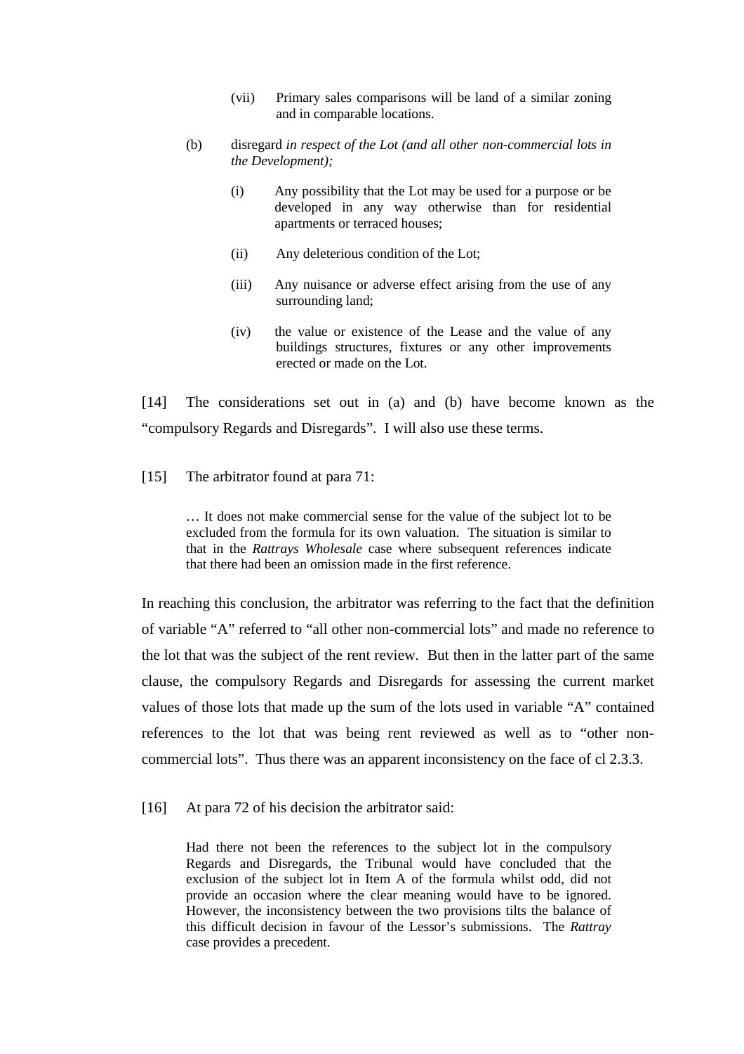(vii) Primary sales comparisons will be land of a similar zoning and in comparable locations.

(b) disregard *in respect of the Lot (and all other non-commercial lots in the Development);*

(i) Any possibility that the Lot may be used for a purpose or be developed in any way otherwise than for residential apartments or terraced houses;

(ii) Any deleterious condition of the Lot;

(iii) Any nuisance or adverse effect arising from the use of any surrounding land;

(iv) the value or existence of the Lease and the value of any buildings structures, fixtures or any other improvements erected or made on the Lot.

[14] The considerations set out in (a) and (b) have become known as the "compulsory Regards and Disregards". I will also use these terms.

[15] The arbitrator found at para 71:

> … It does not make commercial sense for the value of the subject lot to be excluded from the formula for its own valuation. The situation is similar to that in the *Rattrays Wholesale* case where subsequent references indicate that there had been an omission made in the first reference.

In reaching this conclusion, the arbitrator was referring to the fact that the definition of variable "A" referred to "all other non-commercial lots" and made no reference to the lot that was the subject of the rent review. But then in the latter part of the same clause, the compulsory Regards and Disregards for assessing the current market values of those lots that made up the sum of the lots used in variable "A" contained references to the lot that was being rent reviewed as well as to "other non-commercial lots". Thus there was an apparent inconsistency on the face of cl 2.3.3.

[16] At para 72 of his decision the arbitrator said:

> Had there not been the references to the subject lot in the compulsory Regards and Disregards, the Tribunal would have concluded that the exclusion of the subject lot in Item A of the formula whilst odd, did not provide an occasion where the clear meaning would have to be ignored. However, the inconsistency between the two provisions tilts the balance of this difficult decision in favour of the Lessor's submissions. The *Rattray* case provides a precedent.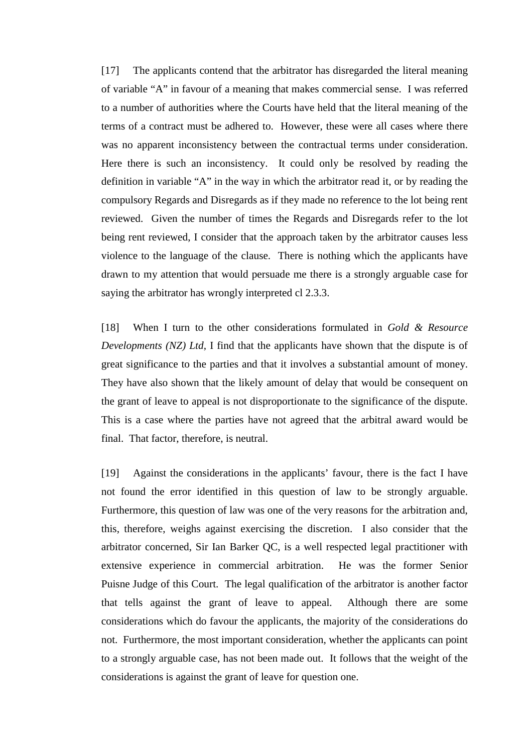[17] The applicants contend that the arbitrator has disregarded the literal meaning of variable "A" in favour of a meaning that makes commercial sense. I was referred to a number of authorities where the Courts have held that the literal meaning of the terms of a contract must be adhered to. However, these were all cases where there was no apparent inconsistency between the contractual terms under consideration. Here there is such an inconsistency. It could only be resolved by reading the definition in variable "A" in the way in which the arbitrator read it, or by reading the compulsory Regards and Disregards as if they made no reference to the lot being rent reviewed. Given the number of times the Regards and Disregards refer to the lot being rent reviewed, I consider that the approach taken by the arbitrator causes less violence to the language of the clause. There is nothing which the applicants have drawn to my attention that would persuade me there is a strongly arguable case for saying the arbitrator has wrongly interpreted cl 2.3.3.

[18] When I turn to the other considerations formulated in *Gold & Resource Developments (NZ) Ltd*, I find that the applicants have shown that the dispute is of great significance to the parties and that it involves a substantial amount of money. They have also shown that the likely amount of delay that would be consequent on the grant of leave to appeal is not disproportionate to the significance of the dispute. This is a case where the parties have not agreed that the arbitral award would be final. That factor, therefore, is neutral.

[19] Against the considerations in the applicants' favour, there is the fact I have not found the error identified in this question of law to be strongly arguable. Furthermore, this question of law was one of the very reasons for the arbitration and, this, therefore, weighs against exercising the discretion. I also consider that the arbitrator concerned, Sir Ian Barker QC, is a well respected legal practitioner with extensive experience in commercial arbitration. He was the former Senior Puisne Judge of this Court. The legal qualification of the arbitrator is another factor that tells against the grant of leave to appeal. Although there are some considerations which do favour the applicants, the majority of the considerations do not. Furthermore, the most important consideration, whether the applicants can point to a strongly arguable case, has not been made out. It follows that the weight of the considerations is against the grant of leave for question one.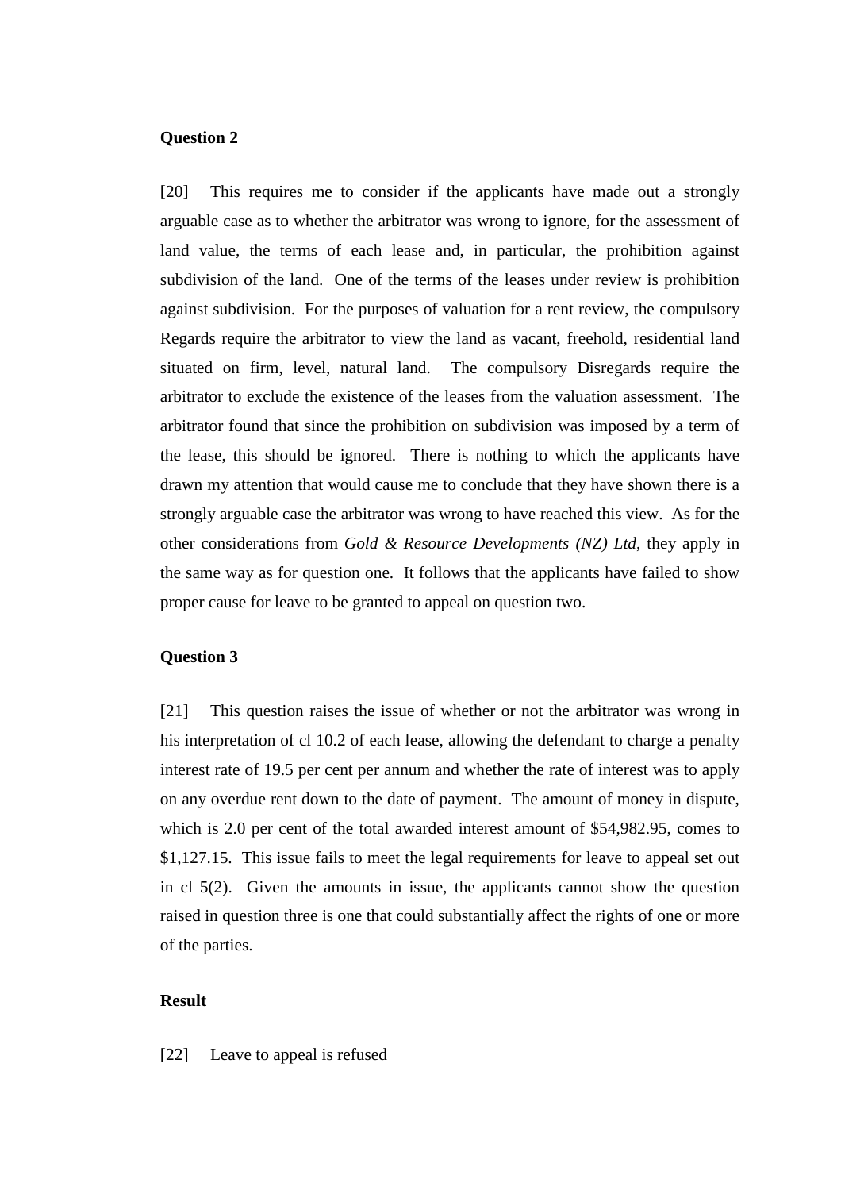**Question 2**

[20] This requires me to consider if the applicants have made out a strongly arguable case as to whether the arbitrator was wrong to ignore, for the assessment of land value, the terms of each lease and, in particular, the prohibition against subdivision of the land. One of the terms of the leases under review is prohibition against subdivision. For the purposes of valuation for a rent review, the compulsory Regards require the arbitrator to view the land as vacant, freehold, residential land situated on firm, level, natural land. The compulsory Disregards require the arbitrator to exclude the existence of the leases from the valuation assessment. The arbitrator found that since the prohibition on subdivision was imposed by a term of the lease, this should be ignored. There is nothing to which the applicants have drawn my attention that would cause me to conclude that they have shown there is a strongly arguable case the arbitrator was wrong to have reached this view. As for the other considerations from *Gold & Resource Developments (NZ) Ltd*, they apply in the same way as for question one. It follows that the applicants have failed to show proper cause for leave to be granted to appeal on question two.

**Question 3**

[21] This question raises the issue of whether or not the arbitrator was wrong in his interpretation of cl 10.2 of each lease, allowing the defendant to charge a penalty interest rate of 19.5 per cent per annum and whether the rate of interest was to apply on any overdue rent down to the date of payment. The amount of money in dispute, which is 2.0 per cent of the total awarded interest amount of $54,982.95, comes to $1,127.15. This issue fails to meet the legal requirements for leave to appeal set out in cl 5(2). Given the amounts in issue, the applicants cannot show the question raised in question three is one that could substantially affect the rights of one or more of the parties.

**Result**

[22] Leave to appeal is refused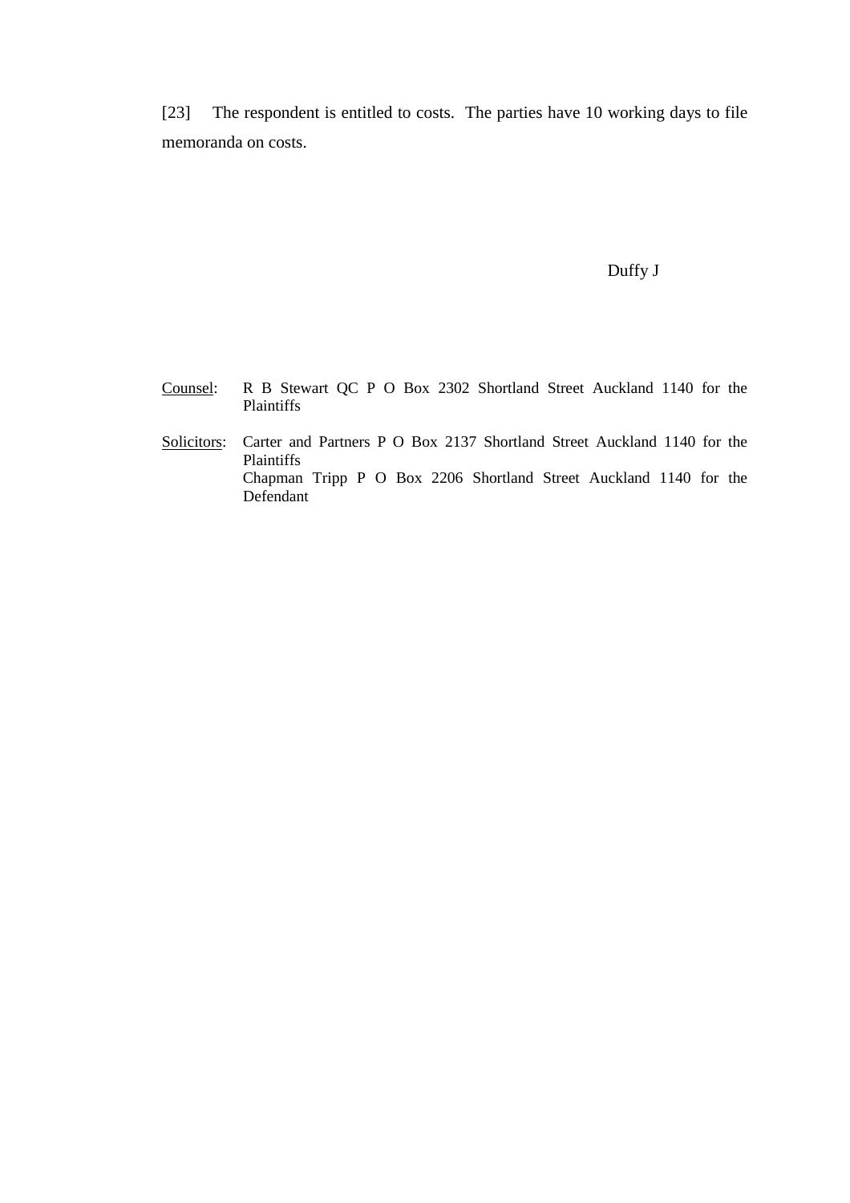[23] The respondent is entitled to costs. The parties have 10 working days to file memoranda on costs.

Duffy J

Counsel: R B Stewart QC P O Box 2302 Shortland Street Auckland 1140 for the Plaintiffs

Solicitors: Carter and Partners P O Box 2137 Shortland Street Auckland 1140 for the Plaintiffs
Chapman Tripp P O Box 2206 Shortland Street Auckland 1140 for the Defendant